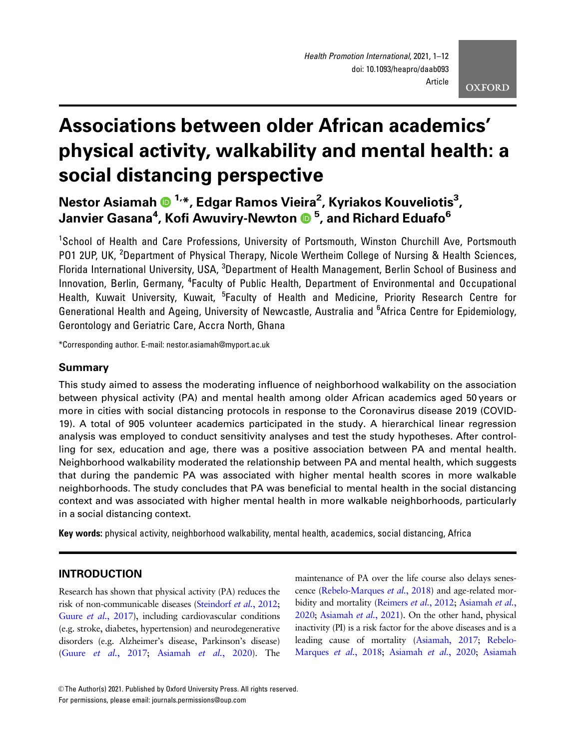# Associations between older African academics' physical activity, walkability and mental health: a social distancing perspective

**Nestor Asiamah [1,*], Edgar Ramos Vieira [2], Kyriakos Kouveliotis [3], Janvier Gasana [4], Kofi Awuviry-Newton [5], and Richard Eduafo [6]**

[1] School of Health and Care Professions, University of Portsmouth, Winston Churchill Ave, Portsmouth PO1 2UP, UK, [2] Department of Physical Therapy, Nicole Wertheim College of Nursing & Health Sciences, Florida International University, USA, [3] Department of Health Management, Berlin School of Business and Innovation, Berlin, Germany, [4] Faculty of Public Health, Department of Environmental and Occupational Health, Kuwait University, Kuwait, [5] Faculty of Health and Medicine, Priority Research Centre for Generational Health and Ageing, University of Newcastle, Australia and [6] Africa Centre for Epidemiology, Gerontology and Geriatric Care, Accra North, Ghana

*Corresponding author. E-mail: nestor.asiamah@myport.ac.uk

## Summary

This study aimed to assess the moderating influence of neighborhood walkability on the association between physical activity (PA) and mental health among older African academics aged 50 years or more in cities with social distancing protocols in response to the Coronavirus disease 2019 (COVID-19). A total of 905 volunteer academics participated in the study. A hierarchical linear regression analysis was employed to conduct sensitivity analyses and test the study hypotheses. After controlling for sex, education and age, there was a positive association between PA and mental health. Neighborhood walkability moderated the relationship between PA and mental health, which suggests that during the pandemic PA was associated with higher mental health scores in more walkable neighborhoods. The study concludes that PA was beneficial to mental health in the social distancing context and was associated with higher mental health in more walkable neighborhoods, particularly in a social distancing context.

**Key words:** physical activity, neighborhood walkability, mental health, academics, social distancing, Africa

## INTRODUCTION

Research has shown that physical activity (PA) reduces the risk of non-communicable diseases (Steindorf *et al.*, 2012; Guure *et al.*, 2017), including cardiovascular conditions (e.g. stroke, diabetes, hypertension) and neurodegenerative disorders (e.g. Alzheimer's disease, Parkinson's disease) (Guure *et al.*, 2017; Asiamah *et al.*, 2020). The maintenance of PA over the life course also delays senescence (Rebelo-Marques *et al.*, 2018) and age-related morbidity and mortality (Reimers *et al.*, 2012; Asiamah *et al.*, 2020; Asiamah *et al.*, 2021). On the other hand, physical inactivity (PI) is a risk factor for the above diseases and is a leading cause of mortality (Asiamah, 2017; Rebelo-Marques *et al.*, 2018; Asiamah *et al.*, 2020; Asiamah

© The Author(s) 2021. Published by Oxford University Press. All rights reserved.
For permissions, please email: journals.permissions@oup.com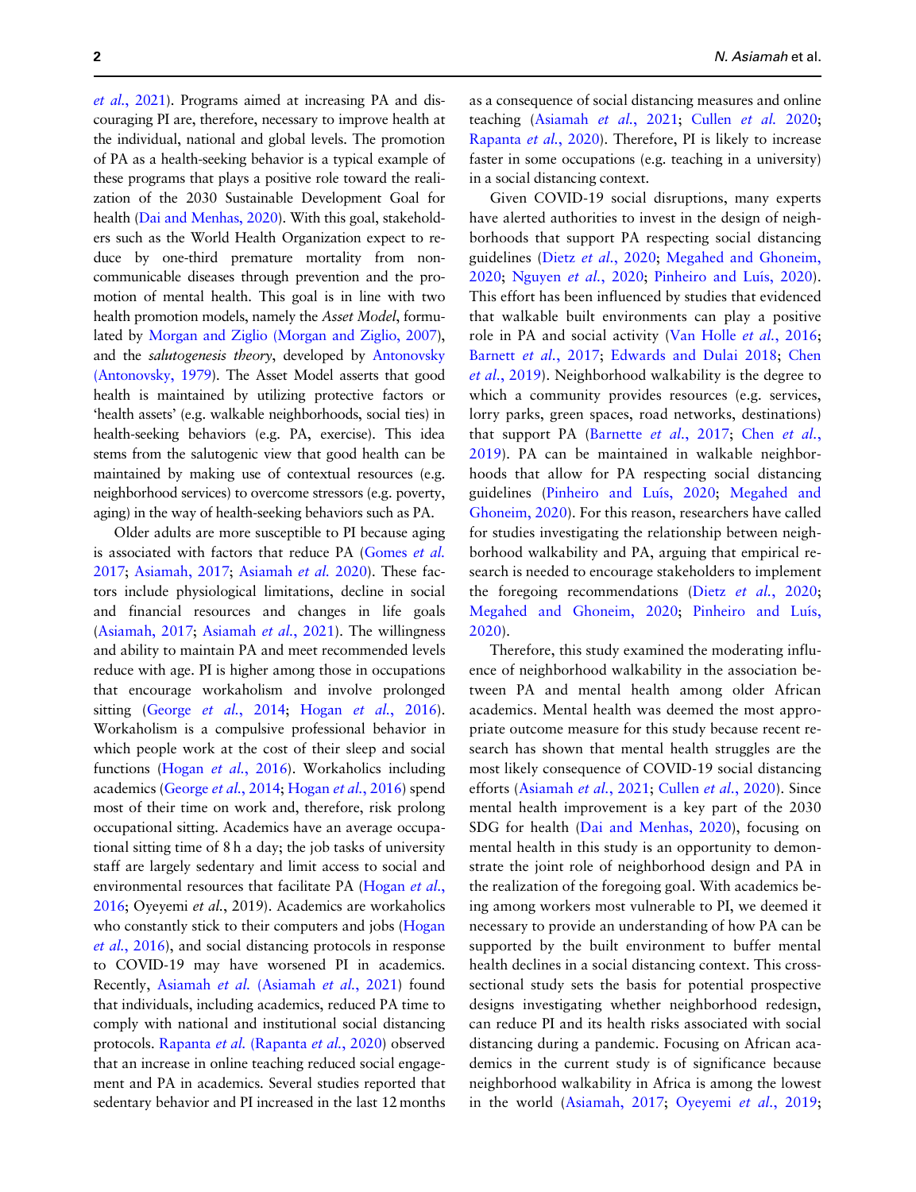*et al.*, 2021). Programs aimed at increasing PA and discouraging PI are, therefore, necessary to improve health at the individual, national and global levels. The promotion of PA as a health-seeking behavior is a typical example of these programs that plays a positive role toward the realization of the 2030 Sustainable Development Goal for health (Dai and Menhas, 2020). With this goal, stakeholders such as the World Health Organization expect to reduce by one-third premature mortality from non-communicable diseases through prevention and the promotion of mental health. This goal is in line with two health promotion models, namely the *Asset Model*, formulated by Morgan and Ziglio (Morgan and Ziglio, 2007), and the *salutogenesis theory*, developed by Antonovsky (Antonovsky, 1979). The Asset Model asserts that good health is maintained by utilizing protective factors or 'health assets' (e.g. walkable neighborhoods, social ties) in health-seeking behaviors (e.g. PA, exercise). This idea stems from the salutogenic view that good health can be maintained by making use of contextual resources (e.g. neighborhood services) to overcome stressors (e.g. poverty, aging) in the way of health-seeking behaviors such as PA.

Older adults are more susceptible to PI because aging is associated with factors that reduce PA (Gomes *et al.* 2017; Asiamah, 2017; Asiamah *et al.* 2020). These factors include physiological limitations, decline in social and financial resources and changes in life goals (Asiamah, 2017; Asiamah *et al.*, 2021). The willingness and ability to maintain PA and meet recommended levels reduce with age. PI is higher among those in occupations that encourage workaholism and involve prolonged sitting (George *et al.*, 2014; Hogan *et al.*, 2016). Workaholism is a compulsive professional behavior in which people work at the cost of their sleep and social functions (Hogan *et al.*, 2016). Workaholics including academics (George *et al.*, 2014; Hogan *et al.*, 2016) spend most of their time on work and, therefore, risk prolong occupational sitting. Academics have an average occupational sitting time of 8 h a day; the job tasks of university staff are largely sedentary and limit access to social and environmental resources that facilitate PA (Hogan *et al.*, 2016; Oyeyemi *et al.*, 2019). Academics are workaholics who constantly stick to their computers and jobs (Hogan *et al.*, 2016), and social distancing protocols in response to COVID-19 may have worsened PI in academics. Recently, Asiamah *et al.* (Asiamah *et al.*, 2021) found that individuals, including academics, reduced PA time to comply with national and institutional social distancing protocols. Rapanta *et al.* (Rapanta *et al.*, 2020) observed that an increase in online teaching reduced social engagement and PA in academics. Several studies reported that sedentary behavior and PI increased in the last 12 months as a consequence of social distancing measures and online teaching (Asiamah *et al.*, 2021; Cullen *et al.* 2020; Rapanta *et al.*, 2020). Therefore, PI is likely to increase faster in some occupations (e.g. teaching in a university) in a social distancing context.

Given COVID-19 social disruptions, many experts have alerted authorities to invest in the design of neighborhoods that support PA respecting social distancing guidelines (Dietz *et al.*, 2020; Megahed and Ghoneim, 2020; Nguyen *et al.*, 2020; Pinheiro and Luís, 2020). This effort has been influenced by studies that evidenced that walkable built environments can play a positive role in PA and social activity (Van Holle *et al.*, 2016; Barnett *et al.*, 2017; Edwards and Dulai 2018; Chen *et al.*, 2019). Neighborhood walkability is the degree to which a community provides resources (e.g. services, lorry parks, green spaces, road networks, destinations) that support PA (Barnette *et al.*, 2017; Chen *et al.*, 2019). PA can be maintained in walkable neighborhoods that allow for PA respecting social distancing guidelines (Pinheiro and Luís, 2020; Megahed and Ghoneim, 2020). For this reason, researchers have called for studies investigating the relationship between neighborhood walkability and PA, arguing that empirical research is needed to encourage stakeholders to implement the foregoing recommendations (Dietz *et al.*, 2020; Megahed and Ghoneim, 2020; Pinheiro and Luís, 2020).

Therefore, this study examined the moderating influence of neighborhood walkability in the association between PA and mental health among older African academics. Mental health was deemed the most appropriate outcome measure for this study because recent research has shown that mental health struggles are the most likely consequence of COVID-19 social distancing efforts (Asiamah *et al.*, 2021; Cullen *et al.*, 2020). Since mental health improvement is a key part of the 2030 SDG for health (Dai and Menhas, 2020), focusing on mental health in this study is an opportunity to demonstrate the joint role of neighborhood design and PA in the realization of the foregoing goal. With academics being among workers most vulnerable to PI, we deemed it necessary to provide an understanding of how PA can be supported by the built environment to buffer mental health declines in a social distancing context. This cross-sectional study sets the basis for potential prospective designs investigating whether neighborhood redesign, can reduce PI and its health risks associated with social distancing during a pandemic. Focusing on African academics in the current study is of significance because neighborhood walkability in Africa is among the lowest in the world (Asiamah, 2017; Oyeyemi *et al.*, 2019;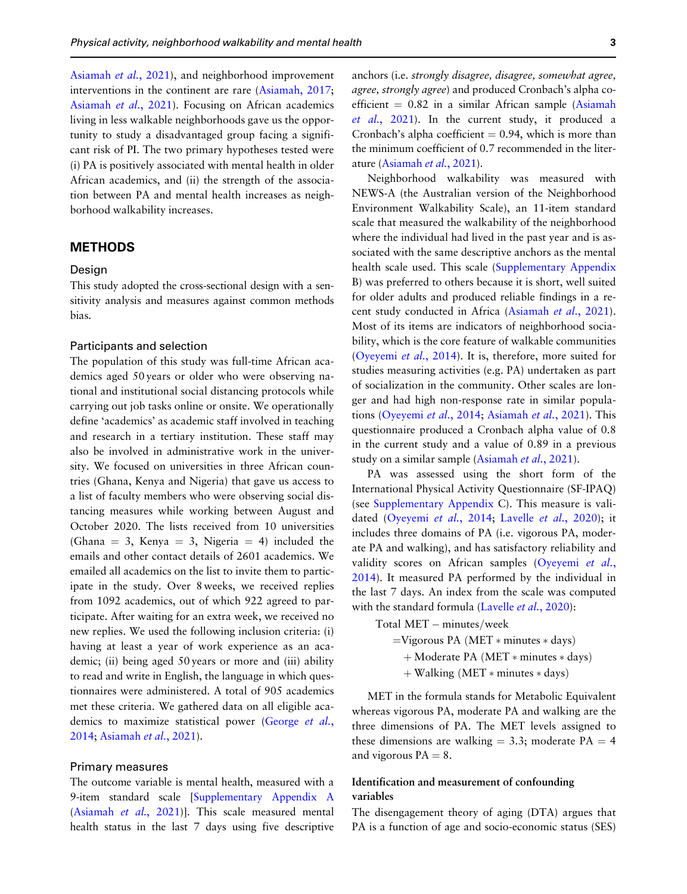Asiamah *et al.*, 2021), and neighborhood improvement interventions in the continent are rare (Asiamah, 2017; Asiamah *et al.*, 2021). Focusing on African academics living in less walkable neighborhoods gave us the opportunity to study a disadvantaged group facing a significant risk of PI. The two primary hypotheses tested were (i) PA is positively associated with mental health in older African academics, and (ii) the strength of the association between PA and mental health increases as neighborhood walkability increases.

## METHODS

### Design

This study adopted the cross-sectional design with a sensitivity analysis and measures against common methods bias.

### Participants and selection

The population of this study was full-time African academics aged 50 years or older who were observing national and institutional social distancing protocols while carrying out job tasks online or onsite. We operationally define 'academics' as academic staff involved in teaching and research in a tertiary institution. These staff may also be involved in administrative work in the university. We focused on universities in three African countries (Ghana, Kenya and Nigeria) that gave us access to a list of faculty members who were observing social distancing measures while working between August and October 2020. The lists received from 10 universities (Ghana = 3, Kenya = 3, Nigeria = 4) included the emails and other contact details of 2601 academics. We emailed all academics on the list to invite them to participate in the study. Over 8 weeks, we received replies from 1092 academics, out of which 922 agreed to participate. After waiting for an extra week, we received no new replies. We used the following inclusion criteria: (i) having at least a year of work experience as an academic; (ii) being aged 50 years or more and (iii) ability to read and write in English, the language in which questionnaires were administered. A total of 905 academics met these criteria. We gathered data on all eligible academics to maximize statistical power (George *et al.*, 2014; Asiamah *et al.*, 2021).

### Primary measures

The outcome variable is mental health, measured with a 9-item standard scale [Supplementary Appendix A (Asiamah *et al.*, 2021)]. This scale measured mental health status in the last 7 days using five descriptive anchors (i.e. *strongly disagree, disagree, somewhat agree, agree, strongly agree*) and produced Cronbach's alpha coefficient = 0.82 in a similar African sample (Asiamah *et al.*, 2021). In the current study, it produced a Cronbach's alpha coefficient = 0.94, which is more than the minimum coefficient of 0.7 recommended in the literature (Asiamah *et al.*, 2021).

Neighborhood walkability was measured with NEWS-A (the Australian version of the Neighborhood Environment Walkability Scale), an 11-item standard scale that measured the walkability of the neighborhood where the individual had lived in the past year and is associated with the same descriptive anchors as the mental health scale used. This scale (Supplementary Appendix B) was preferred to others because it is short, well suited for older adults and produced reliable findings in a recent study conducted in Africa (Asiamah *et al.*, 2021). Most of its items are indicators of neighborhood sociability, which is the core feature of walkable communities (Oyeyemi *et al.*, 2014). It is, therefore, more suited for studies measuring activities (e.g. PA) undertaken as part of socialization in the community. Other scales are longer and had high non-response rate in similar populations (Oyeyemi *et al.*, 2014; Asiamah *et al.*, 2021). This questionnaire produced a Cronbach alpha value of 0.8 in the current study and a value of 0.89 in a previous study on a similar sample (Asiamah *et al.*, 2021).

PA was assessed using the short form of the International Physical Activity Questionnaire (SF-IPAQ) (see Supplementary Appendix C). This measure is validated (Oyeyemi *et al.*, 2014; Lavelle *et al.*, 2020); it includes three domains of PA (i.e. vigorous PA, moderate PA and walking), and has satisfactory reliability and validity scores on African samples (Oyeyemi *et al.*, 2014). It measured PA performed by the individual in the last 7 days. An index from the scale was computed with the standard formula (Lavelle *et al.*, 2020):

$$\begin{aligned}\text{Total MET} - \text{minutes/week} \\ = \text{Vigorous PA (MET} * \text{minutes} * \text{days)} \\ + \text{Moderate PA (MET} * \text{minutes} * \text{days)} \\ + \text{Walking (MET} * \text{minutes} * \text{days)}\end{aligned}$$

MET in the formula stands for Metabolic Equivalent whereas vigorous PA, moderate PA and walking are the three dimensions of PA. The MET levels assigned to these dimensions are walking = 3.3; moderate PA = 4 and vigorous PA = 8.

#### Identification and measurement of confounding variables

The disengagement theory of aging (DTA) argues that PA is a function of age and socio-economic status (SES)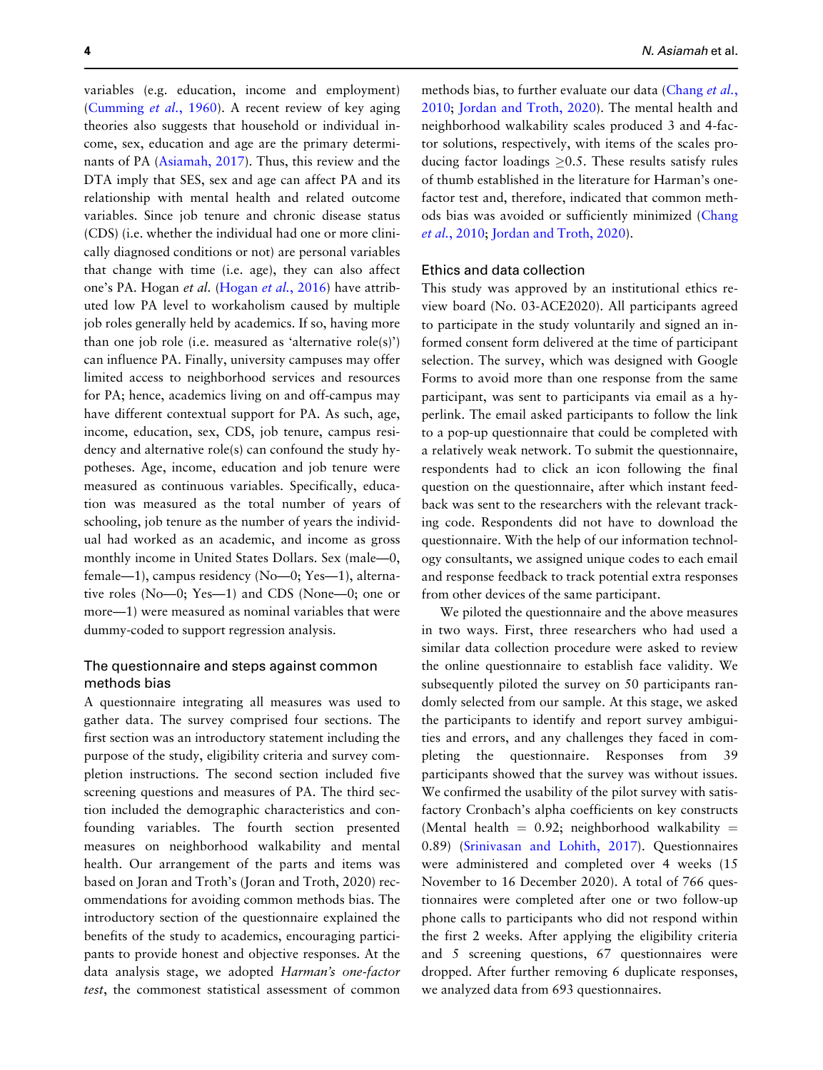variables (e.g. education, income and employment) (Cumming *et al.*, 1960). A recent review of key aging theories also suggests that household or individual income, sex, education and age are the primary determinants of PA (Asiamah, 2017). Thus, this review and the DTA imply that SES, sex and age can affect PA and its relationship with mental health and related outcome variables. Since job tenure and chronic disease status (CDS) (i.e. whether the individual had one or more clinically diagnosed conditions or not) are personal variables that change with time (i.e. age), they can also affect one's PA. Hogan *et al.* (Hogan *et al.*, 2016) have attributed low PA level to workaholism caused by multiple job roles generally held by academics. If so, having more than one job role (i.e. measured as 'alternative role(s)') can influence PA. Finally, university campuses may offer limited access to neighborhood services and resources for PA; hence, academics living on and off-campus may have different contextual support for PA. As such, age, income, education, sex, CDS, job tenure, campus residency and alternative role(s) can confound the study hypotheses. Age, income, education and job tenure were measured as continuous variables. Specifically, education was measured as the total number of years of schooling, job tenure as the number of years the individual had worked as an academic, and income as gross monthly income in United States Dollars. Sex (male—0, female—1), campus residency (No—0; Yes—1), alternative roles (No—0; Yes—1) and CDS (None—0; one or more—1) were measured as nominal variables that were dummy-coded to support regression analysis.

### The questionnaire and steps against common methods bias

A questionnaire integrating all measures was used to gather data. The survey comprised four sections. The first section was an introductory statement including the purpose of the study, eligibility criteria and survey completion instructions. The second section included five screening questions and measures of PA. The third section included the demographic characteristics and confounding variables. The fourth section presented measures on neighborhood walkability and mental health. Our arrangement of the parts and items was based on Joran and Troth's (Jordan and Troth, 2020) recommendations for avoiding common methods bias. The introductory section of the questionnaire explained the benefits of the study to academics, encouraging participants to provide honest and objective responses. At the data analysis stage, we adopted *Harman's one-factor test*, the commonest statistical assessment of common methods bias, to further evaluate our data (Chang *et al.*, 2010; Jordan and Troth, 2020). The mental health and neighborhood walkability scales produced 3 and 4-factor solutions, respectively, with items of the scales producing factor loadings $\geq$0.5. These results satisfy rules of thumb established in the literature for Harman's one-factor test and, therefore, indicated that common methods bias was avoided or sufficiently minimized (Chang *et al.*, 2010; Jordan and Troth, 2020).

### Ethics and data collection

This study was approved by an institutional ethics review board (No. 03-ACE2020). All participants agreed to participate in the study voluntarily and signed an informed consent form delivered at the time of participant selection. The survey, which was designed with Google Forms to avoid more than one response from the same participant, was sent to participants via email as a hyperlink. The email asked participants to follow the link to a pop-up questionnaire that could be completed with a relatively weak network. To submit the questionnaire, respondents had to click an icon following the final question on the questionnaire, after which instant feedback was sent to the researchers with the relevant tracking code. Respondents did not have to download the questionnaire. With the help of our information technology consultants, we assigned unique codes to each email and response feedback to track potential extra responses from other devices of the same participant.

We piloted the questionnaire and the above measures in two ways. First, three researchers who had used a similar data collection procedure were asked to review the online questionnaire to establish face validity. We subsequently piloted the survey on 50 participants randomly selected from our sample. At this stage, we asked the participants to identify and report survey ambiguities and errors, and any challenges they faced in completing the questionnaire. Responses from 39 participants showed that the survey was without issues. We confirmed the usability of the pilot survey with satisfactory Cronbach's alpha coefficients on key constructs (Mental health = 0.92; neighborhood walkability = 0.89) (Srinivasan and Lohith, 2017). Questionnaires were administered and completed over 4 weeks (15 November to 16 December 2020). A total of 766 questionnaires were completed after one or two follow-up phone calls to participants who did not respond within the first 2 weeks. After applying the eligibility criteria and 5 screening questions, 67 questionnaires were dropped. After further removing 6 duplicate responses, we analyzed data from 693 questionnaires.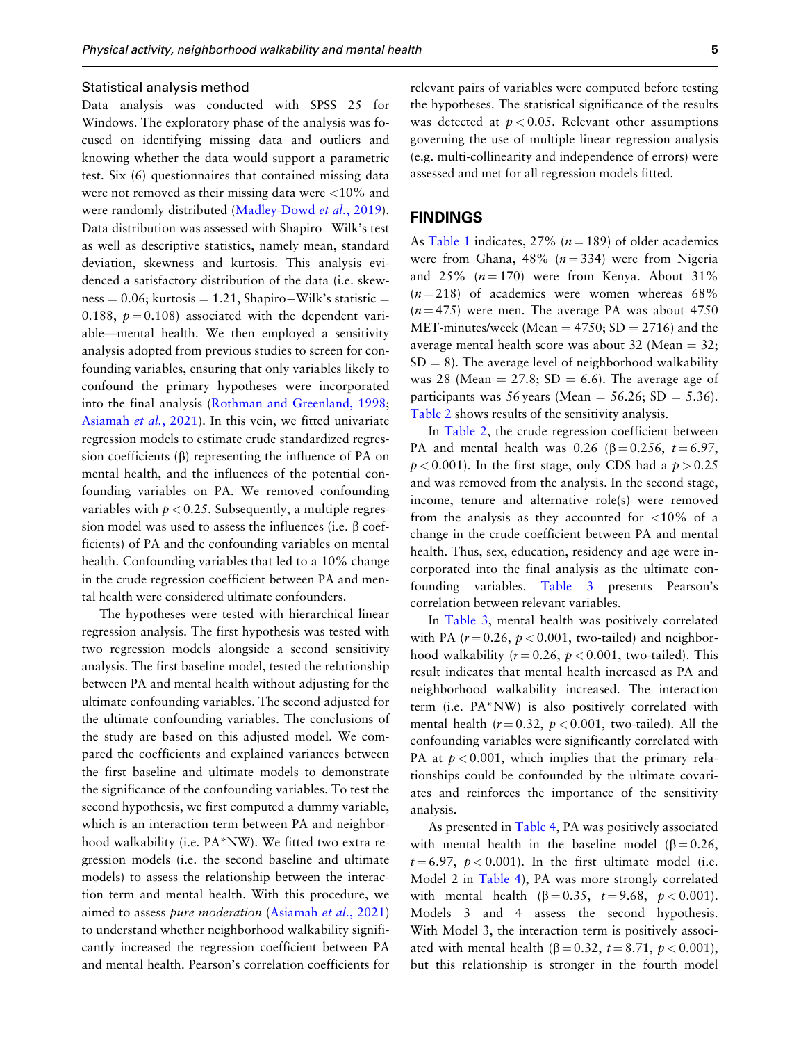### Statistical analysis method

Data analysis was conducted with SPSS 25 for Windows. The exploratory phase of the analysis was focused on identifying missing data and outliers and knowing whether the data would support a parametric test. Six (6) questionnaires that contained missing data were not removed as their missing data were <10% and were randomly distributed (Madley-Dowd *et al.*, 2019). Data distribution was assessed with Shapiro–Wilk's test as well as descriptive statistics, namely mean, standard deviation, skewness and kurtosis. This analysis evidenced a satisfactory distribution of the data (i.e. skewness = 0.06; kurtosis = 1.21, Shapiro–Wilk's statistic = 0.188, $p = 0.108$) associated with the dependent variable—mental health. We then employed a sensitivity analysis adopted from previous studies to screen for confounding variables, ensuring that only variables likely to confound the primary hypotheses were incorporated into the final analysis (Rothman and Greenland, 1998; Asiamah *et al.*, 2021). In this vein, we fitted univariate regression models to estimate crude standardized regression coefficients (β) representing the influence of PA on mental health, and the influences of the potential confounding variables on PA. We removed confounding variables with $p < 0.25$. Subsequently, a multiple regression model was used to assess the influences (i.e. β coefficients) of PA and the confounding variables on mental health. Confounding variables that led to a 10% change in the crude regression coefficient between PA and mental health were considered ultimate confounders.

The hypotheses were tested with hierarchical linear regression analysis. The first hypothesis was tested with two regression models alongside a second sensitivity analysis. The first baseline model, tested the relationship between PA and mental health without adjusting for the ultimate confounding variables. The second adjusted for the ultimate confounding variables. The conclusions of the study are based on this adjusted model. We compared the coefficients and explained variances between the first baseline and ultimate models to demonstrate the significance of the confounding variables. To test the second hypothesis, we first computed a dummy variable, which is an interaction term between PA and neighborhood walkability (i.e. PA*NW). We fitted two extra regression models (i.e. the second baseline and ultimate models) to assess the relationship between the interaction term and mental health. With this procedure, we aimed to assess *pure moderation* (Asiamah *et al.*, 2021) to understand whether neighborhood walkability significantly increased the regression coefficient between PA and mental health. Pearson's correlation coefficients for relevant pairs of variables were computed before testing the hypotheses. The statistical significance of the results was detected at $p < 0.05$. Relevant other assumptions governing the use of multiple linear regression analysis (e.g. multi-collinearity and independence of errors) were assessed and met for all regression models fitted.

## FINDINGS

As Table 1 indicates, 27% ($n = 189$) of older academics were from Ghana, 48% ($n = 334$) were from Nigeria and 25% ($n = 170$) were from Kenya. About 31% ($n = 218$) of academics were women whereas 68% ($n = 475$) were men. The average PA was about 4750 MET-minutes/week (Mean = 4750; SD = 2716) and the average mental health score was about 32 (Mean = 32; SD = 8). The average level of neighborhood walkability was 28 (Mean = 27.8; SD = 6.6). The average age of participants was 56 years (Mean = 56.26; SD = 5.36). Table 2 shows results of the sensitivity analysis.

In Table 2, the crude regression coefficient between PA and mental health was 0.26 (β = 0.256, $t = 6.97$, $p < 0.001$). In the first stage, only CDS had a $p > 0.25$ and was removed from the analysis. In the second stage, income, tenure and alternative role(s) were removed from the analysis as they accounted for <10% of a change in the crude coefficient between PA and mental health. Thus, sex, education, residency and age were incorporated into the final analysis as the ultimate confounding variables. Table 3 presents Pearson's correlation between relevant variables.

In Table 3, mental health was positively correlated with PA ($r = 0.26$, $p < 0.001$, two-tailed) and neighborhood walkability ($r = 0.26$, $p < 0.001$, two-tailed). This result indicates that mental health increased as PA and neighborhood walkability increased. The interaction term (i.e. PA*NW) is also positively correlated with mental health ($r = 0.32$, $p < 0.001$, two-tailed). All the confounding variables were significantly correlated with PA at $p < 0.001$, which implies that the primary relationships could be confounded by the ultimate covariates and reinforces the importance of the sensitivity analysis.

As presented in Table 4, PA was positively associated with mental health in the baseline model (β = 0.26, $t = 6.97$, $p < 0.001$). In the first ultimate model (i.e. Model 2 in Table 4), PA was more strongly correlated with mental health (β = 0.35, $t = 9.68$, $p < 0.001$). Models 3 and 4 assess the second hypothesis. With Model 3, the interaction term is positively associated with mental health (β = 0.32, $t = 8.71$, $p < 0.001$), but this relationship is stronger in the fourth model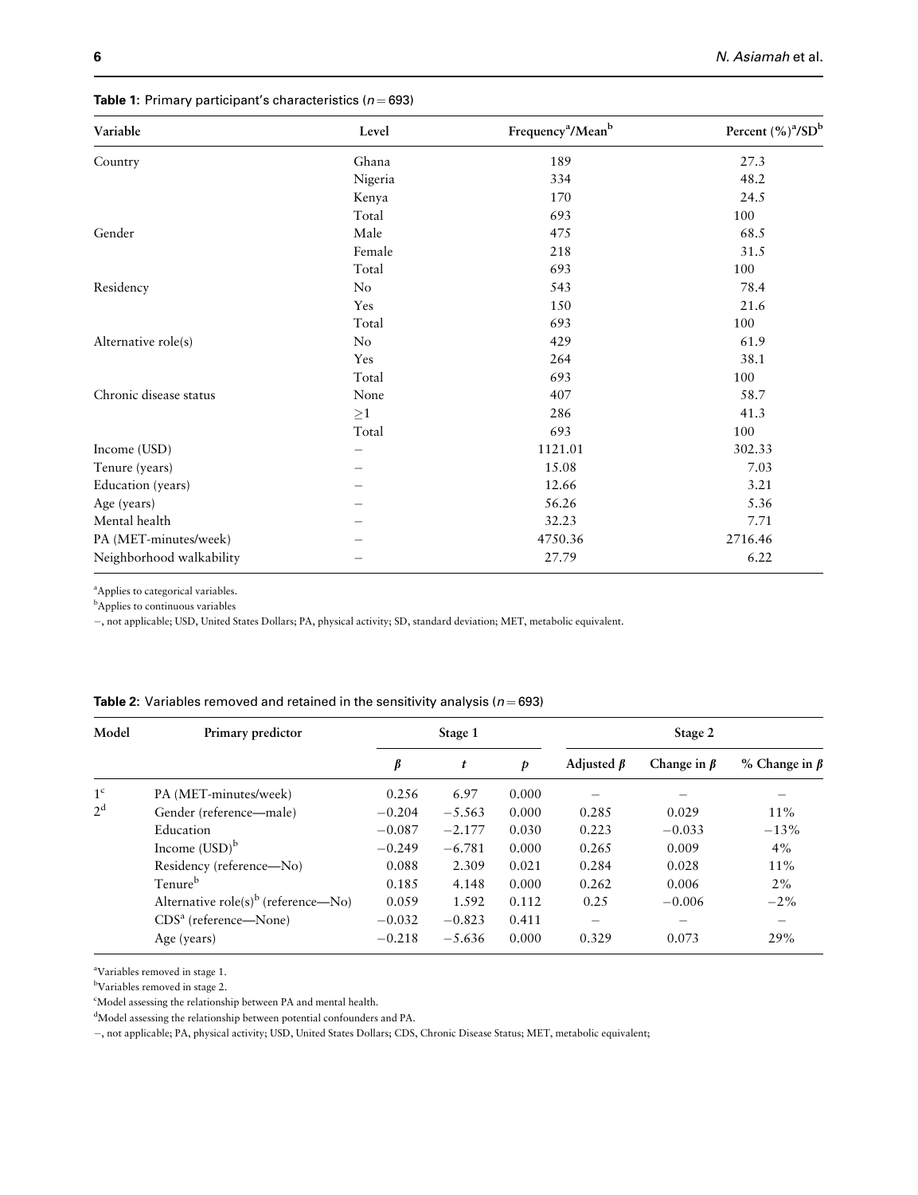**Table 1:** Primary participant's characteristics ($n = 693$)

| Variable | Level | Frequency[a]/Mean[b] | Percent (%)[a]/SD[b] |
|---|---|---|---|
| Country | Ghana | 189 | 27.3 |
| | Nigeria | 334 | 48.2 |
| | Kenya | 170 | 24.5 |
| | Total | 693 | 100 |
| Gender | Male | 475 | 68.5 |
| | Female | 218 | 31.5 |
| | Total | 693 | 100 |
| Residency | No | 543 | 78.4 |
| | Yes | 150 | 21.6 |
| | Total | 693 | 100 |
| Alternative role(s) | No | 429 | 61.9 |
| | Yes | 264 | 38.1 |
| | Total | 693 | 100 |
| Chronic disease status | None | 407 | 58.7 |
| | ≥1 | 286 | 41.3 |
| | Total | 693 | 100 |
| Income (USD) | – | 1121.01 | 302.33 |
| Tenure (years) | – | 15.08 | 7.03 |
| Education (years) | – | 12.66 | 3.21 |
| Age (years) | – | 56.26 | 5.36 |
| Mental health | – | 32.23 | 7.71 |
| PA (MET-minutes/week) | – | 4750.36 | 2716.46 |
| Neighborhood walkability | – | 27.79 | 6.22 |

[a]Applies to categorical variables.

[b]Applies to continuous variables

–, not applicable; USD, United States Dollars; PA, physical activity; SD, standard deviation; MET, metabolic equivalent.

**Table 2:** Variables removed and retained in the sensitivity analysis ($n = 693$)

| Model | Primary predictor | Stage 1 | | | Stage 2 | | |
|---|---|---|---|---|---|---|---|
| | | $\beta$ | $t$ | $p$ | Adjusted $\beta$ | Change in $\beta$ | % Change in $\beta$ |
| 1[c] | PA (MET-minutes/week) | 0.256 | 6.97 | 0.000 | – | – | – |
| 2[d] | Gender (reference—male) | −0.204 | −5.563 | 0.000 | 0.285 | 0.029 | 11% |
| | Education | −0.087 | −2.177 | 0.030 | 0.223 | −0.033 | −13% |
| | Income (USD)[b] | −0.249 | −6.781 | 0.000 | 0.265 | 0.009 | 4% |
| | Residency (reference—No) | 0.088 | 2.309 | 0.021 | 0.284 | 0.028 | 11% |
| | Tenure[b] | 0.185 | 4.148 | 0.000 | 0.262 | 0.006 | 2% |
| | Alternative role(s)[b] (reference—No) | 0.059 | 1.592 | 0.112 | 0.25 | −0.006 | −2% |
| | CDS[a] (reference—None) | −0.032 | −0.823 | 0.411 | – | – | – |
| | Age (years) | −0.218 | −5.636 | 0.000 | 0.329 | 0.073 | 29% |

[a]Variables removed in stage 1.

[b]Variables removed in stage 2.

[c]Model assessing the relationship between PA and mental health.

[d]Model assessing the relationship between potential confounders and PA.

–, not applicable; PA, physical activity; USD, United States Dollars; CDS, Chronic Disease Status; MET, metabolic equivalent;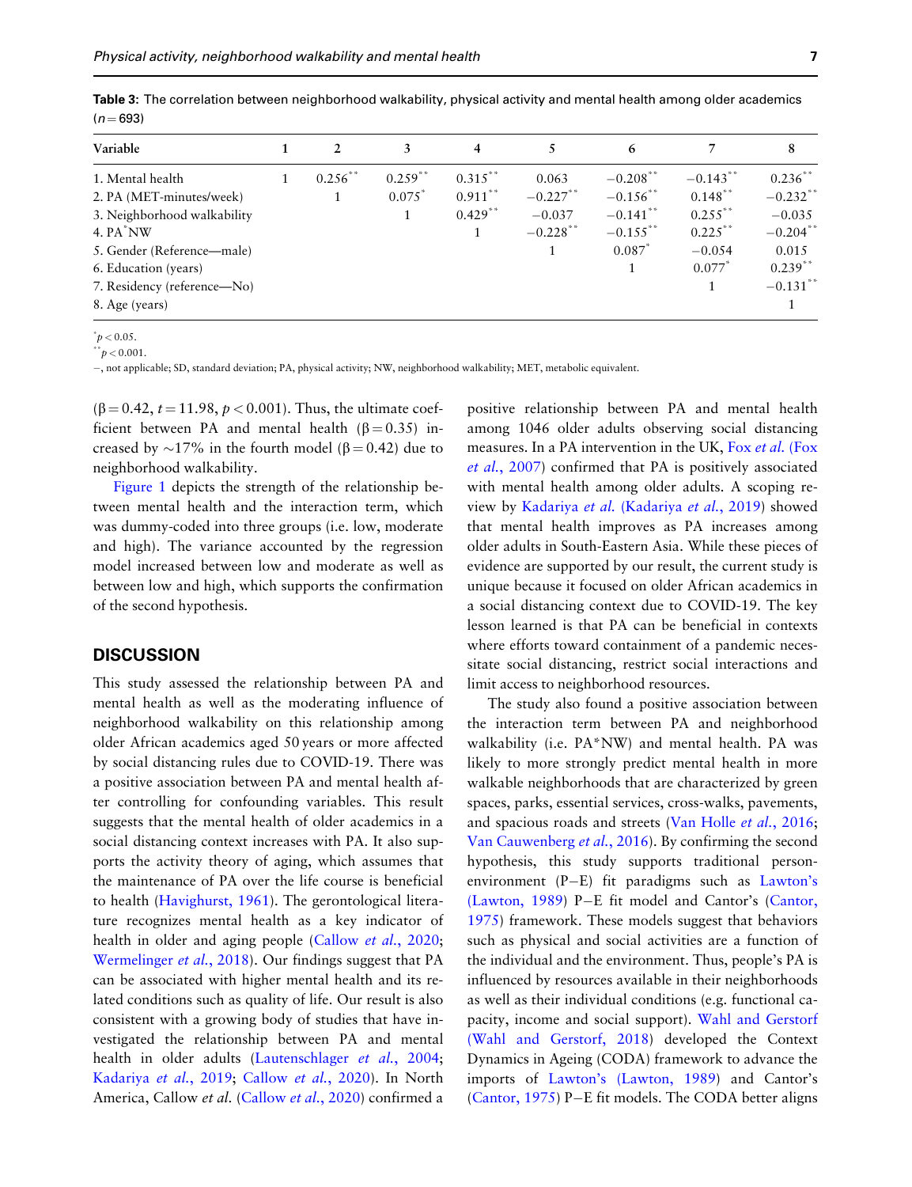**Table 3:** The correlation between neighborhood walkability, physical activity and mental health among older academics ($n = 693$)

| Variable | 1 | 2 | 3 | 4 | 5 | 6 | 7 | 8 |
|---|---|---|---|---|---|---|---|---|
| 1. Mental health | 1 | 0.256** | 0.259** | 0.315** | 0.063 | −0.208** | −0.143** | 0.236** |
| 2. PA (MET-minutes/week) | | 1 | 0.075* | 0.911** | −0.227** | −0.156** | 0.148** | −0.232** |
| 3. Neighborhood walkability | | | 1 | 0.429** | −0.037 | −0.141** | 0.255** | −0.035 |
| 4. PA*NW | | | | 1 | −0.228** | −0.155** | 0.225** | −0.204** |
| 5. Gender (Reference—male) | | | | | 1 | 0.087* | −0.054 | 0.015 |
| 6. Education (years) | | | | | | 1 | 0.077* | 0.239** |
| 7. Residency (reference—No) | | | | | | | 1 | −0.131** |
| 8. Age (years) | | | | | | | | 1 |

*$p < 0.05$.
**$p < 0.001$.
–, not applicable; SD, standard deviation; PA, physical activity; NW, neighborhood walkability; MET, metabolic equivalent.

($\beta = 0.42$, $t = 11.98$, $p < 0.001$). Thus, the ultimate coefficient between PA and mental health ($\beta = 0.35$) increased by ~17% in the fourth model ($\beta = 0.42$) due to neighborhood walkability.

Figure 1 depicts the strength of the relationship between mental health and the interaction term, which was dummy-coded into three groups (i.e. low, moderate and high). The variance accounted by the regression model increased between low and moderate as well as between low and high, which supports the confirmation of the second hypothesis.

## DISCUSSION

This study assessed the relationship between PA and mental health as well as the moderating influence of neighborhood walkability on this relationship among older African academics aged 50 years or more affected by social distancing rules due to COVID-19. There was a positive association between PA and mental health after controlling for confounding variables. This result suggests that the mental health of older academics in a social distancing context increases with PA. It also supports the activity theory of aging, which assumes that the maintenance of PA over the life course is beneficial to health (Havighurst, 1961). The gerontological literature recognizes mental health as a key indicator of health in older and aging people (Callow *et al.*, 2020; Wermelinger *et al.*, 2018). Our findings suggest that PA can be associated with higher mental health and its related conditions such as quality of life. Our result is also consistent with a growing body of studies that have investigated the relationship between PA and mental health in older adults (Lautenschlager *et al.*, 2004; Kadariya *et al.*, 2019; Callow *et al.*, 2020). In North America, Callow *et al.* (Callow *et al.*, 2020) confirmed a positive relationship between PA and mental health among 1046 older adults observing social distancing measures. In a PA intervention in the UK, Fox *et al.* (Fox *et al.*, 2007) confirmed that PA is positively associated with mental health among older adults. A scoping review by Kadariya *et al.* (Kadariya *et al.*, 2019) showed that mental health improves as PA increases among older adults in South-Eastern Asia. While these pieces of evidence are supported by our result, the current study is unique because it focused on older African academics in a social distancing context due to COVID-19. The key lesson learned is that PA can be beneficial in contexts where efforts toward containment of a pandemic necessitate social distancing, restrict social interactions and limit access to neighborhood resources.

The study also found a positive association between the interaction term between PA and neighborhood walkability (i.e. PA*NW) and mental health. PA was likely to more strongly predict mental health in more walkable neighborhoods that are characterized by green spaces, parks, essential services, cross-walks, pavements, and spacious roads and streets (Van Holle *et al.*, 2016; Van Cauwenberg *et al.*, 2016). By confirming the second hypothesis, this study supports traditional person-environment (P–E) fit paradigms such as Lawton's (Lawton, 1989) P–E fit model and Cantor's (Cantor, 1975) framework. These models suggest that behaviors such as physical and social activities are a function of the individual and the environment. Thus, people's PA is influenced by resources available in their neighborhoods as well as their individual conditions (e.g. functional capacity, income and social support). Wahl and Gerstorf (Wahl and Gerstorf, 2018) developed the Context Dynamics in Ageing (CODA) framework to advance the imports of Lawton's (Lawton, 1989) and Cantor's (Cantor, 1975) P–E fit models. The CODA better aligns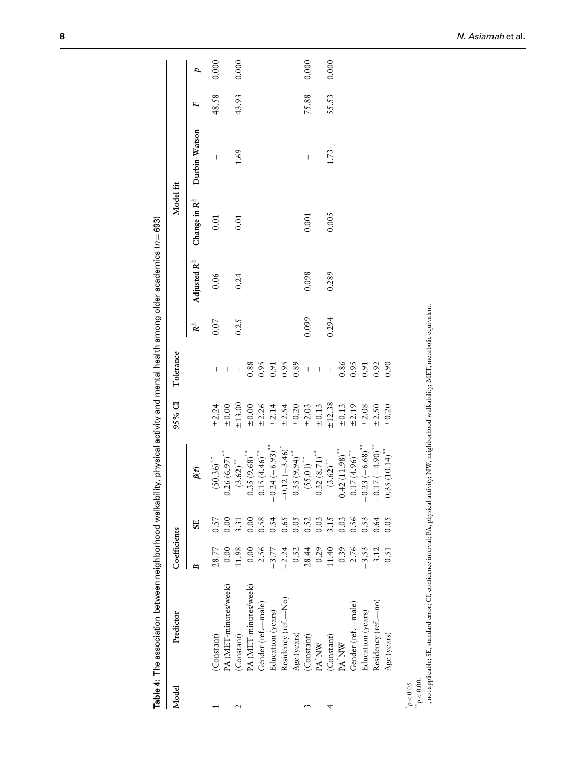**Table 4**: The association between neighborhood walkability, physical activity and mental health among older academics ($n = 693$)

| Model | Predictor | Coefficients | | | 95% CI | Tolerance | Model fit | | | | | |
|---|---|---|---|---|---|---|---|---|---|---|---|---|
| | | $B$ | SE | $\beta(t)$ | | | $R^2$ | Adjusted $R^2$ | Change in $R^2$ | Durbin-Watson | $F$ | $p$ |
| 1 | (Constant) | 28.77 | 0.57 | (50.36)** | ±2.24 | – | 0.07 | 0.06 | 0.01 | – | 48.58 | 0.000 |
| | PA (MET-minutes/week) | 0.00 | 0.00 | 0.26 (6.97)** | ±0.00 | – | | | | | | |
| 2 | (Constant) | 11.98 | 3.31 | (3.62)** | ±13.00 | – | 0.25 | 0.24 | 0.01 | 1.69 | 43.93 | 0.000 |
| | PA (MET-minutes/week) | 0.00 | 0.00 | 0.35 (9.68)** | ±0.00 | 0.88 | | | | | | |
| | Gender (ref.—male) | 2.56 | 0.58 | 0.15 (4.46)** | ±2.26 | 0.95 | | | | | | |
| | Education (years) | −3.77 | 0.54 | −0.24 (−6.93)** | ±2.14 | 0.91 | | | | | | |
| | Residency (ref.—No) | −2.24 | 0.65 | −0.12 (−3.46)* | ±2.54 | 0.95 | | | | | | |
| | Age (years) | 0.52 | 0.05 | 0.35 (9.94)** | ±0.20 | 0.89 | | | | | | |
| 3 | (Constant) | 28.44 | 0.52 | (55.01)** | ±2.03 | – | 0.099 | 0.098 | 0.001 | – | 75.88 | 0.000 |
| | PA*NW | 0.29 | 0.03 | 0.32 (8.71)** | ±0.13 | – | | | | | | |
| 4 | (Constant) | 11.40 | 3.15 | (3.62)** | ±12.38 | – | 0.294 | 0.289 | 0.005 | 1.73 | 55.53 | 0.000 |
| | PA*NW | 0.39 | 0.03 | 0.42 (11.98)** | ±0.13 | 0.86 | | | | | | |
| | Gender (ref.—male) | 2.76 | 0.56 | 0.17 (4.96)** | ±2.19 | 0.95 | | | | | | |
| | Education (years) | −3.53 | 0.53 | −0.23 (−6.68)** | ±2.08 | 0.91 | | | | | | |
| | Residency (ref.—no) | −3.12 | 0.64 | −0.17 (−4.90)** | ±2.50 | 0.92 | | | | | | |
| | Age (years) | 0.51 | 0.05 | 0.35 (10.14)** | ±0.20 | 0.90 | | | | | | |

*$p < 0.05$.
**$p < 0.00$.
–, not applicable; SE, standard error; CI, confidence interval; PA, physical activity; NW, neighborhood walkability; MET, metabolic equivalent.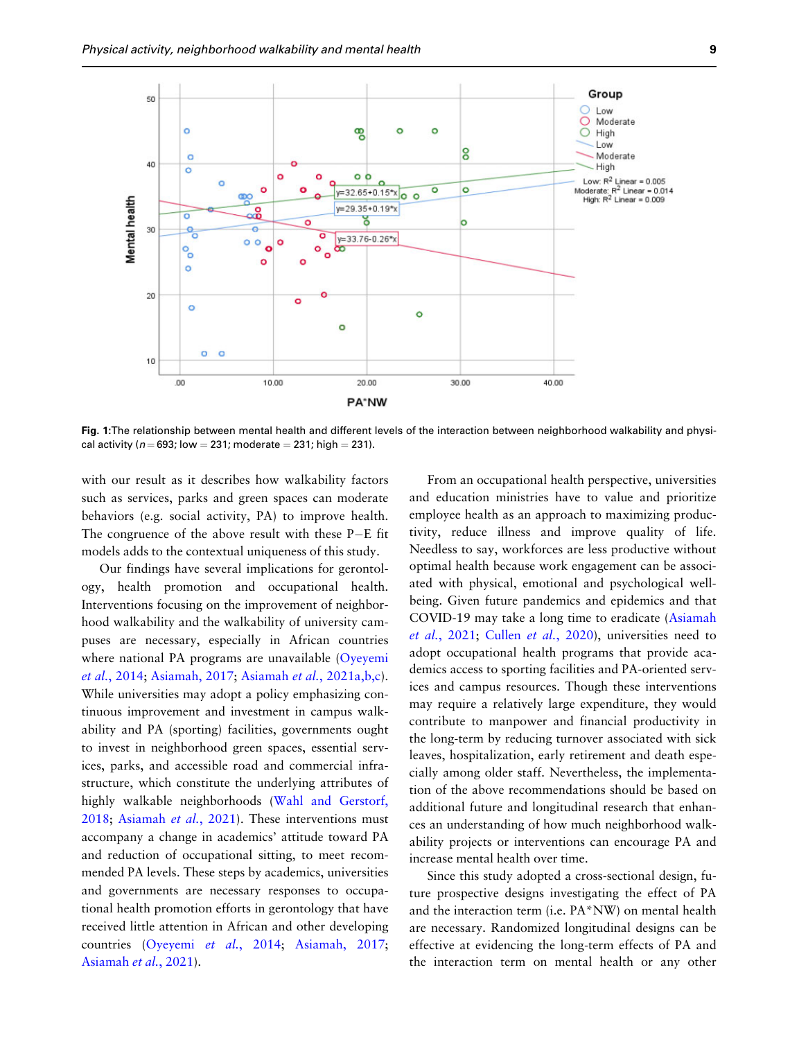**Fig. 1:** The relationship between mental health and different levels of the interaction between neighborhood walkability and physical activity ($n = 693$; low = 231; moderate = 231; high = 231).

with our result as it describes how walkability factors such as services, parks and green spaces can moderate behaviors (e.g. social activity, PA) to improve health. The congruence of the above result with these P–E fit models adds to the contextual uniqueness of this study.

Our findings have several implications for gerontology, health promotion and occupational health. Interventions focusing on the improvement of neighborhood walkability and the walkability of university campuses are necessary, especially in African countries where national PA programs are unavailable (Oyeyemi *et al.*, 2014; Asiamah, 2017; Asiamah *et al.*, 2021a,b,c). While universities may adopt a policy emphasizing continuous improvement and investment in campus walkability and PA (sporting) facilities, governments ought to invest in neighborhood green spaces, essential services, parks, and accessible road and commercial infrastructure, which constitute the underlying attributes of highly walkable neighborhoods (Wahl and Gerstorf, 2018; Asiamah *et al.*, 2021). These interventions must accompany a change in academics' attitude toward PA and reduction of occupational sitting, to meet recommended PA levels. These steps by academics, universities and governments are necessary responses to occupational health promotion efforts in gerontology that have received little attention in African and other developing countries (Oyeyemi *et al.*, 2014; Asiamah, 2017; Asiamah *et al.*, 2021).

From an occupational health perspective, universities and education ministries have to value and prioritize employee health as an approach to maximizing productivity, reduce illness and improve quality of life. Needless to say, workforces are less productive without optimal health because work engagement can be associated with physical, emotional and psychological wellbeing. Given future pandemics and epidemics and that COVID-19 may take a long time to eradicate (Asiamah *et al.*, 2021; Cullen *et al.*, 2020), universities need to adopt occupational health programs that provide academics access to sporting facilities and PA-oriented services and campus resources. Though these interventions may require a relatively large expenditure, they would contribute to manpower and financial productivity in the long-term by reducing turnover associated with sick leaves, hospitalization, early retirement and death especially among older staff. Nevertheless, the implementation of the above recommendations should be based on additional future and longitudinal research that enhances an understanding of how much neighborhood walkability projects or interventions can encourage PA and increase mental health over time.

Since this study adopted a cross-sectional design, future prospective designs investigating the effect of PA and the interaction term (i.e. PA*NW) on mental health are necessary. Randomized longitudinal designs can be effective at evidencing the long-term effects of PA and the interaction term on mental health or any other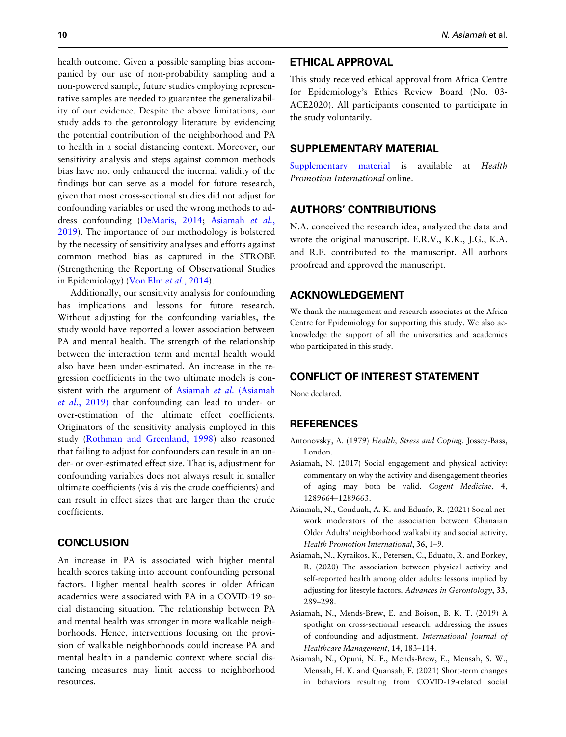health outcome. Given a possible sampling bias accompanied by our use of non-probability sampling and a non-powered sample, future studies employing representative samples are needed to guarantee the generalizability of our evidence. Despite the above limitations, our study adds to the gerontology literature by evidencing the potential contribution of the neighborhood and PA to health in a social distancing context. Moreover, our sensitivity analysis and steps against common methods bias have not only enhanced the internal validity of the findings but can serve as a model for future research, given that most cross-sectional studies did not adjust for confounding variables or used the wrong methods to address confounding (DeMaris, 2014; Asiamah *et al.*, 2019). The importance of our methodology is bolstered by the necessity of sensitivity analyses and efforts against common method bias as captured in the STROBE (Strengthening the Reporting of Observational Studies in Epidemiology) (Von Elm *et al.*, 2014).

Additionally, our sensitivity analysis for confounding has implications and lessons for future research. Without adjusting for the confounding variables, the study would have reported a lower association between PA and mental health. The strength of the relationship between the interaction term and mental health would also have been under-estimated. An increase in the regression coefficients in the two ultimate models is consistent with the argument of Asiamah *et al.* (Asiamah *et al.*, 2019) that confounding can lead to under- or over-estimation of the ultimate effect coefficients. Originators of the sensitivity analysis employed in this study (Rothman and Greenland, 1998) also reasoned that failing to adjust for confounders can result in an under- or over-estimated effect size. That is, adjustment for confounding variables does not always result in smaller ultimate coefficients (vis à vis the crude coefficients) and can result in effect sizes that are larger than the crude coefficients.

## CONCLUSION

An increase in PA is associated with higher mental health scores taking into account confounding personal factors. Higher mental health scores in older African academics were associated with PA in a COVID-19 social distancing situation. The relationship between PA and mental health was stronger in more walkable neighborhoods. Hence, interventions focusing on the provision of walkable neighborhoods could increase PA and mental health in a pandemic context where social distancing measures may limit access to neighborhood resources.

## ETHICAL APPROVAL

This study received ethical approval from Africa Centre for Epidemiology's Ethics Review Board (No. 03-ACE2020). All participants consented to participate in the study voluntarily.

## SUPPLEMENTARY MATERIAL

Supplementary material is available at *Health Promotion International* online.

## AUTHORS' CONTRIBUTIONS

N.A. conceived the research idea, analyzed the data and wrote the original manuscript. E.R.V., K.K., J.G., K.A. and R.E. contributed to the manuscript. All authors proofread and approved the manuscript.

## ACKNOWLEDGEMENT

We thank the management and research associates at the Africa Centre for Epidemiology for supporting this study. We also acknowledge the support of all the universities and academics who participated in this study.

## CONFLICT OF INTEREST STATEMENT

None declared.

## REFERENCES

Antonovsky, A. (1979) *Health, Stress and Coping*. Jossey-Bass, London.

Asiamah, N. (2017) Social engagement and physical activity: commentary on why the activity and disengagement theories of aging may both be valid. *Cogent Medicine*, **4**, 1289664–1289663.

Asiamah, N., Conduah, A. K. and Eduafo, R. (2021) Social network moderators of the association between Ghanaian Older Adults' neighborhood walkability and social activity. *Health Promotion International*, **36**, 1–9.

Asiamah, N., Kyraikos, K., Petersen, C., Eduafo, R. and Borkey, R. (2020) The association between physical activity and self-reported health among older adults: lessons implied by adjusting for lifestyle factors. *Advances in Gerontology*, **33**, 289–298.

Asiamah, N., Mends-Brew, E. and Boison, B. K. T. (2019) A spotlight on cross-sectional research: addressing the issues of confounding and adjustment. *International Journal of Healthcare Management*, **14**, 183–114.

Asiamah, N., Opuni, N. F., Mends-Brew, E., Mensah, S. W., Mensah, H. K. and Quansah, F. (2021) Short-term changes in behaviors resulting from COVID-19-related social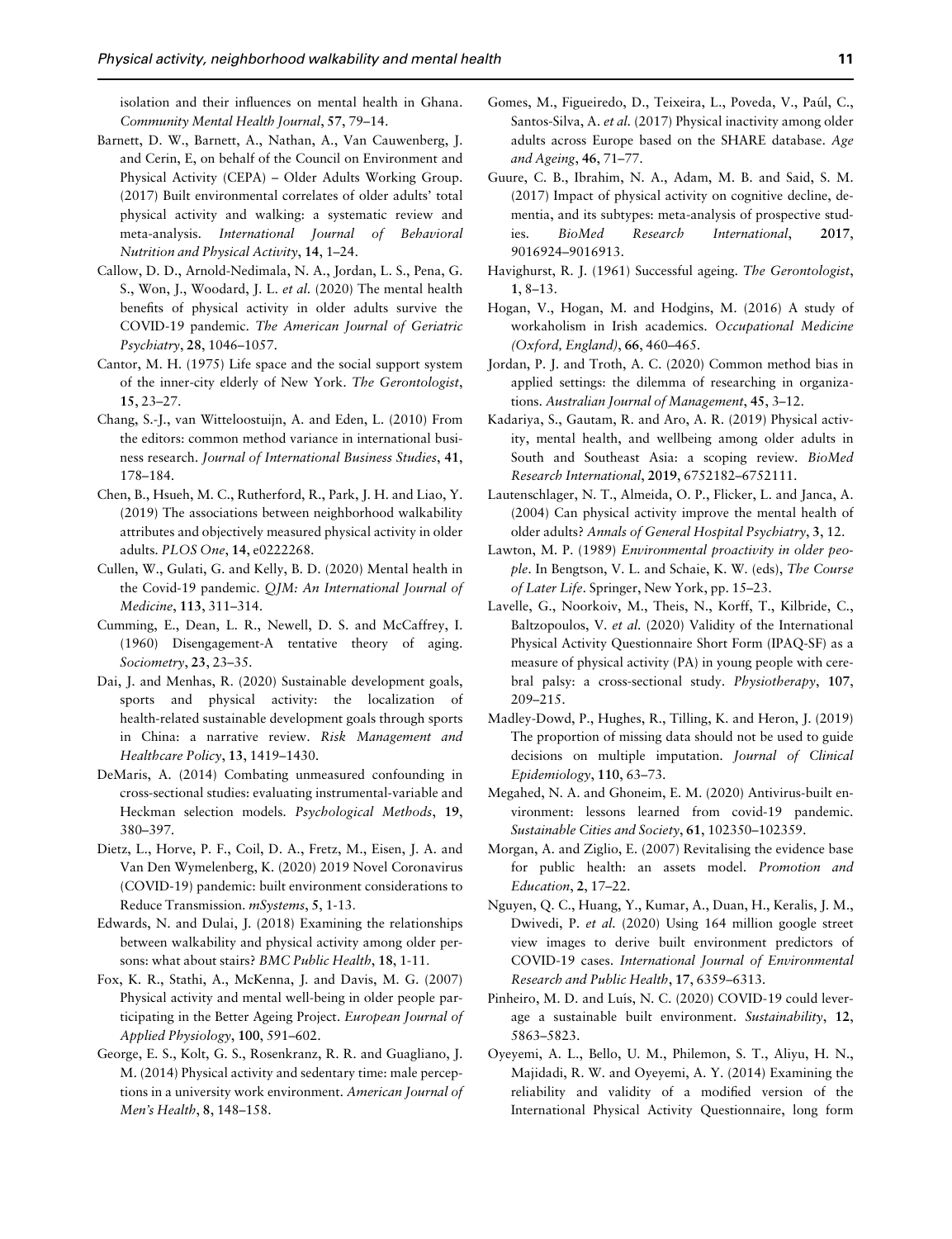isolation and their influences on mental health in Ghana. *Community Mental Health Journal*, **57**, 79–14.

Barnett, D. W., Barnett, A., Nathan, A., Van Cauwenberg, J. and Cerin, E, on behalf of the Council on Environment and Physical Activity (CEPA) – Older Adults Working Group. (2017) Built environmental correlates of older adults' total physical activity and walking: a systematic review and meta-analysis. *International Journal of Behavioral Nutrition and Physical Activity*, **14**, 1–24.

Callow, D. D., Arnold-Nedimala, N. A., Jordan, L. S., Pena, G. S., Won, J., Woodard, J. L. *et al.* (2020) The mental health benefits of physical activity in older adults survive the COVID-19 pandemic. *The American Journal of Geriatric Psychiatry*, **28**, 1046–1057.

Cantor, M. H. (1975) Life space and the social support system of the inner-city elderly of New York. *The Gerontologist*, **15**, 23–27.

Chang, S.-J., van Witteloostuijn, A. and Eden, L. (2010) From the editors: common method variance in international business research. *Journal of International Business Studies*, **41**, 178–184.

Chen, B., Hsueh, M. C., Rutherford, R., Park, J. H. and Liao, Y. (2019) The associations between neighborhood walkability attributes and objectively measured physical activity in older adults. *PLOS One*, **14**, e0222268.

Cullen, W., Gulati, G. and Kelly, B. D. (2020) Mental health in the Covid-19 pandemic. *QJM: An International Journal of Medicine*, **113**, 311–314.

Cumming, E., Dean, L. R., Newell, D. S. and McCaffrey, I. (1960) Disengagement-A tentative theory of aging. *Sociometry*, **23**, 23–35.

Dai, J. and Menhas, R. (2020) Sustainable development goals, sports and physical activity: the localization of health-related sustainable development goals through sports in China: a narrative review. *Risk Management and Healthcare Policy*, **13**, 1419–1430.

DeMaris, A. (2014) Combating unmeasured confounding in cross-sectional studies: evaluating instrumental-variable and Heckman selection models. *Psychological Methods*, **19**, 380–397.

Dietz, L., Horve, P. F., Coil, D. A., Fretz, M., Eisen, J. A. and Van Den Wymelenberg, K. (2020) 2019 Novel Coronavirus (COVID-19) pandemic: built environment considerations to Reduce Transmission. *mSystems*, **5**, 1-13.

Edwards, N. and Dulai, J. (2018) Examining the relationships between walkability and physical activity among older persons: what about stairs? *BMC Public Health*, **18**, 1-11.

Fox, K. R., Stathi, A., McKenna, J. and Davis, M. G. (2007) Physical activity and mental well-being in older people participating in the Better Ageing Project. *European Journal of Applied Physiology*, **100**, 591–602.

George, E. S., Kolt, G. S., Rosenkranz, R. R. and Guagliano, J. M. (2014) Physical activity and sedentary time: male perceptions in a university work environment. *American Journal of Men's Health*, **8**, 148–158.

Gomes, M., Figueiredo, D., Teixeira, L., Poveda, V., Paúl, C., Santos-Silva, A. *et al.* (2017) Physical inactivity among older adults across Europe based on the SHARE database. *Age and Ageing*, **46**, 71–77.

Guure, C. B., Ibrahim, N. A., Adam, M. B. and Said, S. M. (2017) Impact of physical activity on cognitive decline, dementia, and its subtypes: meta-analysis of prospective studies. *BioMed Research International*, **2017**, 9016924–9016913.

Havighurst, R. J. (1961) Successful ageing. *The Gerontologist*, **1**, 8–13.

Hogan, V., Hogan, M. and Hodgins, M. (2016) A study of workaholism in Irish academics. *Occupational Medicine (Oxford, England)*, **66**, 460–465.

Jordan, P. J. and Troth, A. C. (2020) Common method bias in applied settings: the dilemma of researching in organizations. *Australian Journal of Management*, **45**, 3–12.

Kadariya, S., Gautam, R. and Aro, A. R. (2019) Physical activity, mental health, and wellbeing among older adults in South and Southeast Asia: a scoping review. *BioMed Research International*, **2019**, 6752182–6752111.

Lautenschlager, N. T., Almeida, O. P., Flicker, L. and Janca, A. (2004) Can physical activity improve the mental health of older adults? *Annals of General Hospital Psychiatry*, **3**, 12.

Lawton, M. P. (1989) *Environmental proactivity in older people*. In Bengtson, V. L. and Schaie, K. W. (eds), *The Course of Later Life*. Springer, New York, pp. 15–23.

Lavelle, G., Noorkoiv, M., Theis, N., Korff, T., Kilbride, C., Baltzopoulos, V. *et al.* (2020) Validity of the International Physical Activity Questionnaire Short Form (IPAQ-SF) as a measure of physical activity (PA) in young people with cerebral palsy: a cross-sectional study. *Physiotherapy*, **107**, 209–215.

Madley-Dowd, P., Hughes, R., Tilling, K. and Heron, J. (2019) The proportion of missing data should not be used to guide decisions on multiple imputation. *Journal of Clinical Epidemiology*, **110**, 63–73.

Megahed, N. A. and Ghoneim, E. M. (2020) Antivirus-built environment: lessons learned from covid-19 pandemic. *Sustainable Cities and Society*, **61**, 102350–102359.

Morgan, A. and Ziglio, E. (2007) Revitalising the evidence base for public health: an assets model. *Promotion and Education*, **2**, 17–22.

Nguyen, Q. C., Huang, Y., Kumar, A., Duan, H., Keralis, J. M., Dwivedi, P. *et al.* (2020) Using 164 million google street view images to derive built environment predictors of COVID-19 cases. *International Journal of Environmental Research and Public Health*, **17**, 6359–6313.

Pinheiro, M. D. and Luís, N. C. (2020) COVID-19 could leverage a sustainable built environment. *Sustainability*, **12**, 5863–5823.

Oyeyemi, A. L., Bello, U. M., Philemon, S. T., Aliyu, H. N., Majidadi, R. W. and Oyeyemi, A. Y. (2014) Examining the reliability and validity of a modified version of the International Physical Activity Questionnaire, long form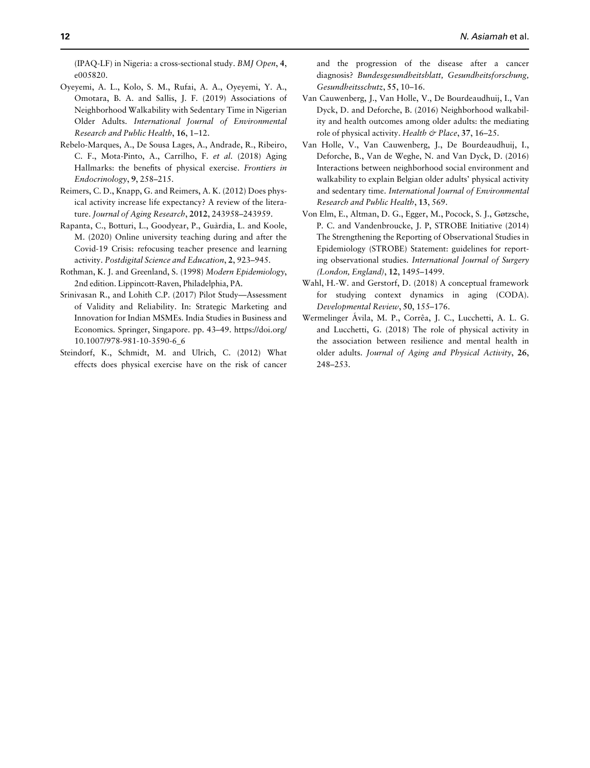(IPAQ-LF) in Nigeria: a cross-sectional study. *BMJ Open*, **4**, e005820.

Oyeyemi, A. L., Kolo, S. M., Rufai, A. A., Oyeyemi, Y. A., Omotara, B. A. and Sallis, J. F. (2019) Associations of Neighborhood Walkability with Sedentary Time in Nigerian Older Adults. *International Journal of Environmental Research and Public Health*, **16**, 1–12.

Rebelo-Marques, A., De Sousa Lages, A., Andrade, R., Ribeiro, C. F., Mota-Pinto, A., Carrilho, F. *et al.* (2018) Aging Hallmarks: the benefits of physical exercise. *Frontiers in Endocrinology*, **9**, 258–215.

Reimers, C. D., Knapp, G. and Reimers, A. K. (2012) Does physical activity increase life expectancy? A review of the literature. *Journal of Aging Research*, **2012**, 243958–243959.

Rapanta, C., Botturi, L., Goodyear, P., Guàrdia, L. and Koole, M. (2020) Online university teaching during and after the Covid-19 Crisis: refocusing teacher presence and learning activity. *Postdigital Science and Education*, **2**, 923–945.

Rothman, K. J. and Greenland, S. (1998) *Modern Epidemiology*, 2nd edition. Lippincott-Raven, Philadelphia, PA.

Srinivasan R., and Lohith C.P. (2017) Pilot Study—Assessment of Validity and Reliability. In: Strategic Marketing and Innovation for Indian MSMEs. India Studies in Business and Economics. Springer, Singapore. pp. 43–49. https://doi.org/10.1007/978-981-10-3590-6_6

Steindorf, K., Schmidt, M. and Ulrich, C. (2012) What effects does physical exercise have on the risk of cancer and the progression of the disease after a cancer diagnosis? *Bundesgesundheitsblatt, Gesundheitsforschung, Gesundheitsschutz*, **55**, 10–16.

Van Cauwenberg, J., Van Holle, V., De Bourdeaudhuij, I., Van Dyck, D. and Deforche, B. (2016) Neighborhood walkability and health outcomes among older adults: the mediating role of physical activity. *Health & Place*, **37**, 16–25.

Van Holle, V., Van Cauwenberg, J., De Bourdeaudhuij, I., Deforche, B., Van de Weghe, N. and Van Dyck, D. (2016) Interactions between neighborhood social environment and walkability to explain Belgian older adults' physical activity and sedentary time. *International Journal of Environmental Research and Public Health*, **13**, 569.

Von Elm, E., Altman, D. G., Egger, M., Pocock, S. J., Gøtzsche, P. C. and Vandenbroucke, J. P, STROBE Initiative (2014) The Strengthening the Reporting of Observational Studies in Epidemiology (STROBE) Statement: guidelines for reporting observational studies. *International Journal of Surgery (London, England)*, **12**, 1495–1499.

Wahl, H.-W. and Gerstorf, D. (2018) A conceptual framework for studying context dynamics in aging (CODA). *Developmental Review*, **50**, 155–176.

Wermelinger Ávila, M. P., Corrêa, J. C., Lucchetti, A. L. G. and Lucchetti, G. (2018) The role of physical activity in the association between resilience and mental health in older adults. *Journal of Aging and Physical Activity*, **26**, 248–253.